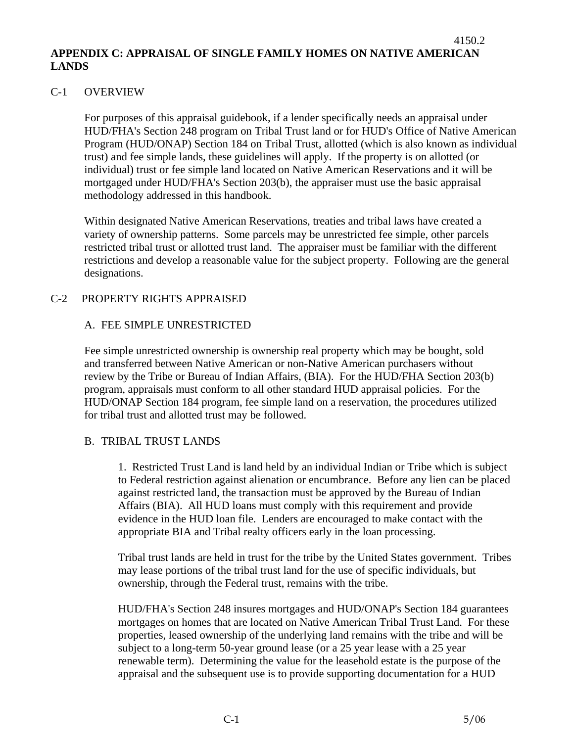# APPENDIX C: APPRAISAL OF SINGLE FAMILY HOMES ON NATIVE AMERICAN LANDS

## C-1 OVERVIEW

For purposes of this appraisal guidebook, if a lender specifically needs an appraisal under HUD/FHA's Section 248 program on Tribal Trust land or for HUD's Office of Native American Program (HUD/ONAP) Section 184 on Tribal Trust, allotted (which is also known as individual trust) and fee simple lands, these guidelines will apply. If the property is on allotted (or individual) trust or fee simple land located on Native American Reservations and it will be mortgaged under HUD/FHA's Section 203(b), the appraiser must use the basic appraisal methodology addressed in this handbook.

Within designated Native American Reservations, treaties and tribal laws have created a variety of ownership patterns. Some parcels may be unrestricted fee simple, other parcels restricted tribal trust or allotted trust land. The appraiser must be familiar with the different restrictions and develop a reasonable value for the subject property. Following are the general designations.

## C-2 PROPERTY RIGHTS APPRAISED

### A. FEE SIMPLE UNRESTRICTED

Fee simple unrestricted ownership is ownership real property which may be bought, sold and transferred between Native American or non-Native American purchasers without review by the Tribe or Bureau of Indian Affairs, (BIA). For the HUD/FHA Section 203(b) program, appraisals must conform to all other standard HUD appraisal policies. For the HUD/ONAP Section 184 program, fee simple land on a reservation, the procedures utilized for tribal trust and allotted trust may be followed.

### B. TRIBAL TRUST LANDS

1. Restricted Trust Land is land held by an individual Indian or Tribe which is subject to Federal restriction against alienation or encumbrance. Before any lien can be placed against restricted land, the transaction must be approved by the Bureau of Indian Affairs (BIA). All HUD loans must comply with this requirement and provide evidence in the HUD loan file. Lenders are encouraged to make contact with the appropriate BIA and Tribal realty officers early in the loan processing.

Tribal trust lands are held in trust for the tribe by the United States government. Tribes may lease portions of the tribal trust land for the use of specific individuals, but ownership, through the Federal trust, remains with the tribe.

HUD/FHA's Section 248 insures mortgages and HUD/ONAP's Section 184 guarantees mortgages on homes that are located on Native American Tribal Trust Land. For these properties, leased ownership of the underlying land remains with the tribe and will be subject to a long-term 50-year ground lease (or a 25 year lease with a 25 year renewable term). Determining the value for the leasehold estate is the purpose of the appraisal and the subsequent use is to provide supporting documentation for a HUD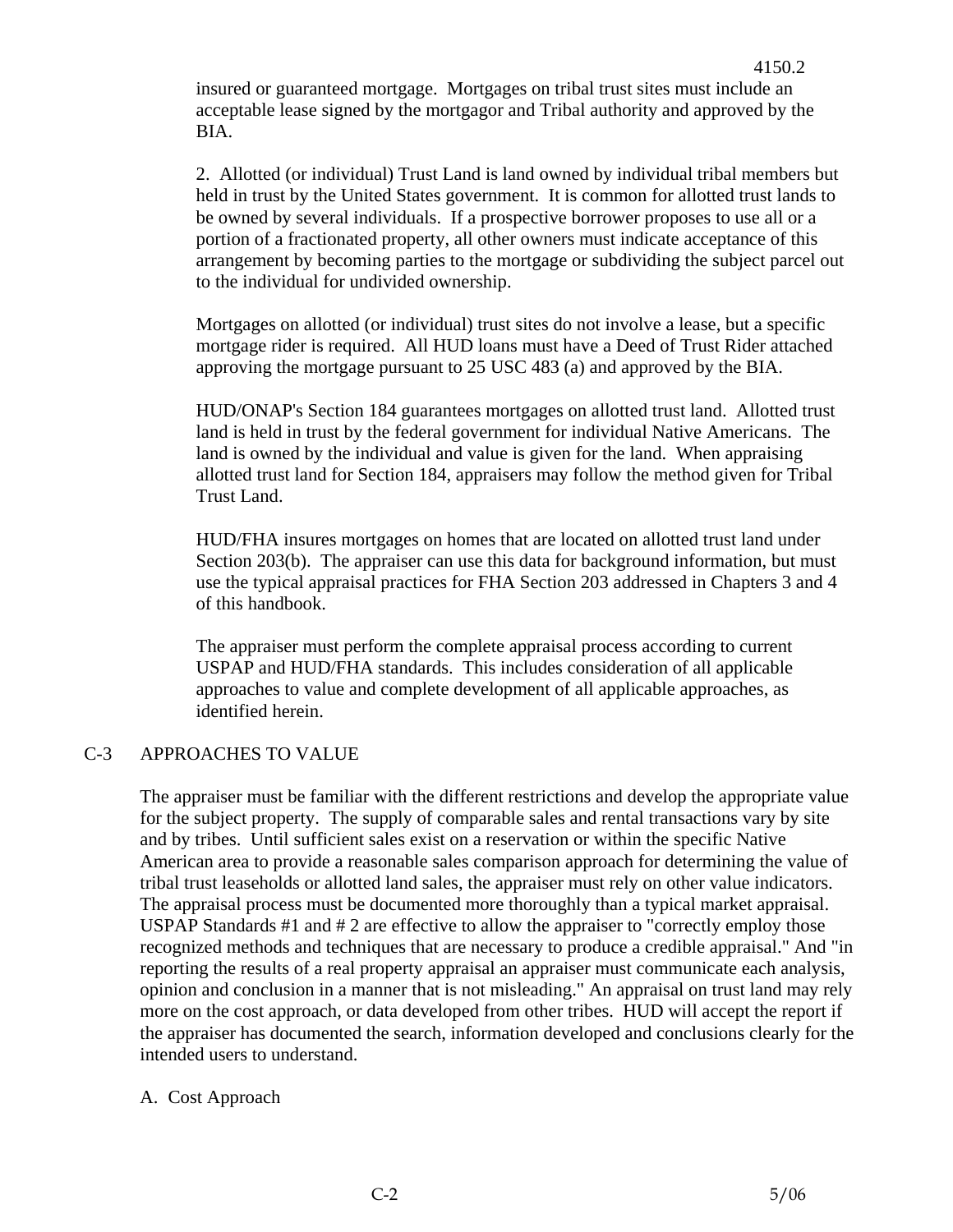insured or guaranteed mortgage. Mortgages on tribal trust sites must include an acceptable lease signed by the mortgagor and Tribal authority and approved by the BIA.

2. Allotted (or individual) Trust Land is land owned by individual tribal members but held in trust by the United States government. It is common for allotted trust lands to be owned by several individuals. If a prospective borrower proposes to use all or a portion of a fractionated property, all other owners must indicate acceptance of this arrangement by becoming parties to the mortgage or subdividing the subject parcel out to the individual for undivided ownership.

Mortgages on allotted (or individual) trust sites do not involve a lease, but a specific mortgage rider is required. All HUD loans must have a Deed of Trust Rider attached approving the mortgage pursuant to 25 USC 483 (a) and approved by the BIA.

HUD/ONAP's Section 184 guarantees mortgages on allotted trust land. Allotted trust land is held in trust by the federal government for individual Native Americans. The land is owned by the individual and value is given for the land. When appraising allotted trust land for Section 184, appraisers may follow the method given for Tribal Trust Land.

HUD/FHA insures mortgages on homes that are located on allotted trust land under Section 203(b). The appraiser can use this data for background information, but must use the typical appraisal practices for FHA Section 203 addressed in Chapters 3 and 4 of this handbook.

The appraiser must perform the complete appraisal process according to current USPAP and HUD/FHA standards. This includes consideration of all applicable approaches to value and complete development of all applicable approaches, as identified herein.

## C-3 APPROACHES TO VALUE

The appraiser must be familiar with the different restrictions and develop the appropriate value for the subject property. The supply of comparable sales and rental transactions vary by site and by tribes. Until sufficient sales exist on a reservation or within the specific Native American area to provide a reasonable sales comparison approach for determining the value of tribal trust leaseholds or allotted land sales, the appraiser must rely on other value indicators. The appraisal process must be documented more thoroughly than a typical market appraisal. USPAP Standards #1 and # 2 are effective to allow the appraiser to "correctly employ those recognized methods and techniques that are necessary to produce a credible appraisal." And "in reporting the results of a real property appraisal an appraiser must communicate each analysis, opinion and conclusion in a manner that is not misleading." An appraisal on trust land may rely more on the cost approach, or data developed from other tribes. HUD will accept the report if the appraiser has documented the search, information developed and conclusions clearly for the intended users to understand.

### A. Cost Approach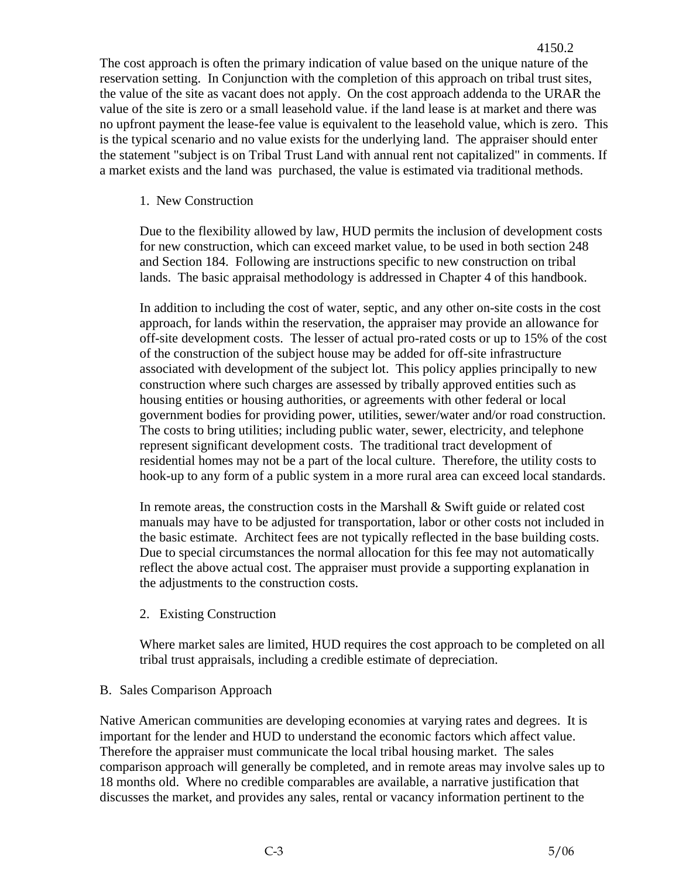The cost approach is often the primary indication of value based on the unique nature of the reservation setting. In Conjunction with the completion of this approach on tribal trust sites, the value of the site as vacant does not apply. On the cost approach addenda to the URAR the value of the site is zero or a small leasehold value. if the land lease is at market and there was no upfront payment the lease-fee value is equivalent to the leasehold value, which is zero. This is the typical scenario and no value exists for the underlying land. The appraiser should enter the statement "subject is on Tribal Trust Land with annual rent not capitalized" in comments. If a market exists and the land was purchased, the value is estimated via traditional methods.

1. New Construction

Due to the flexibility allowed by law, HUD permits the inclusion of development costs for new construction, which can exceed market value, to be used in both section 248 and Section 184. Following are instructions specific to new construction on tribal lands. The basic appraisal methodology is addressed in Chapter 4 of this handbook.

In addition to including the cost of water, septic, and any other on-site costs in the cost approach, for lands within the reservation, the appraiser may provide an allowance for off-site development costs. The lesser of actual pro-rated costs or up to 15% of the cost of the construction of the subject house may be added for off-site infrastructure associated with development of the subject lot. This policy applies principally to new construction where such charges are assessed by tribally approved entities such as housing entities or housing authorities, or agreements with other federal or local government bodies for providing power, utilities, sewer/water and/or road construction. The costs to bring utilities; including public water, sewer, electricity, and telephone represent significant development costs. The traditional tract development of residential homes may not be a part of the local culture. Therefore, the utility costs to hook-up to any form of a public system in a more rural area can exceed local standards.

In remote areas, the construction costs in the Marshall & Swift guide or related cost manuals may have to be adjusted for transportation, labor or other costs not included in the basic estimate. Architect fees are not typically reflected in the base building costs. Due to special circumstances the normal allocation for this fee may not automatically reflect the above actual cost. The appraiser must provide a supporting explanation in the adjustments to the construction costs.

2. Existing Construction

Where market sales are limited, HUD requires the cost approach to be completed on all tribal trust appraisals, including a credible estimate of depreciation.

B. Sales Comparison Approach

Native American communities are developing economies at varying rates and degrees. It is important for the lender and HUD to understand the economic factors which affect value. Therefore the appraiser must communicate the local tribal housing market. The sales comparison approach will generally be completed, and in remote areas may involve sales up to 18 months old. Where no credible comparables are available, a narrative justification that discusses the market, and provides any sales, rental or vacancy information pertinent to the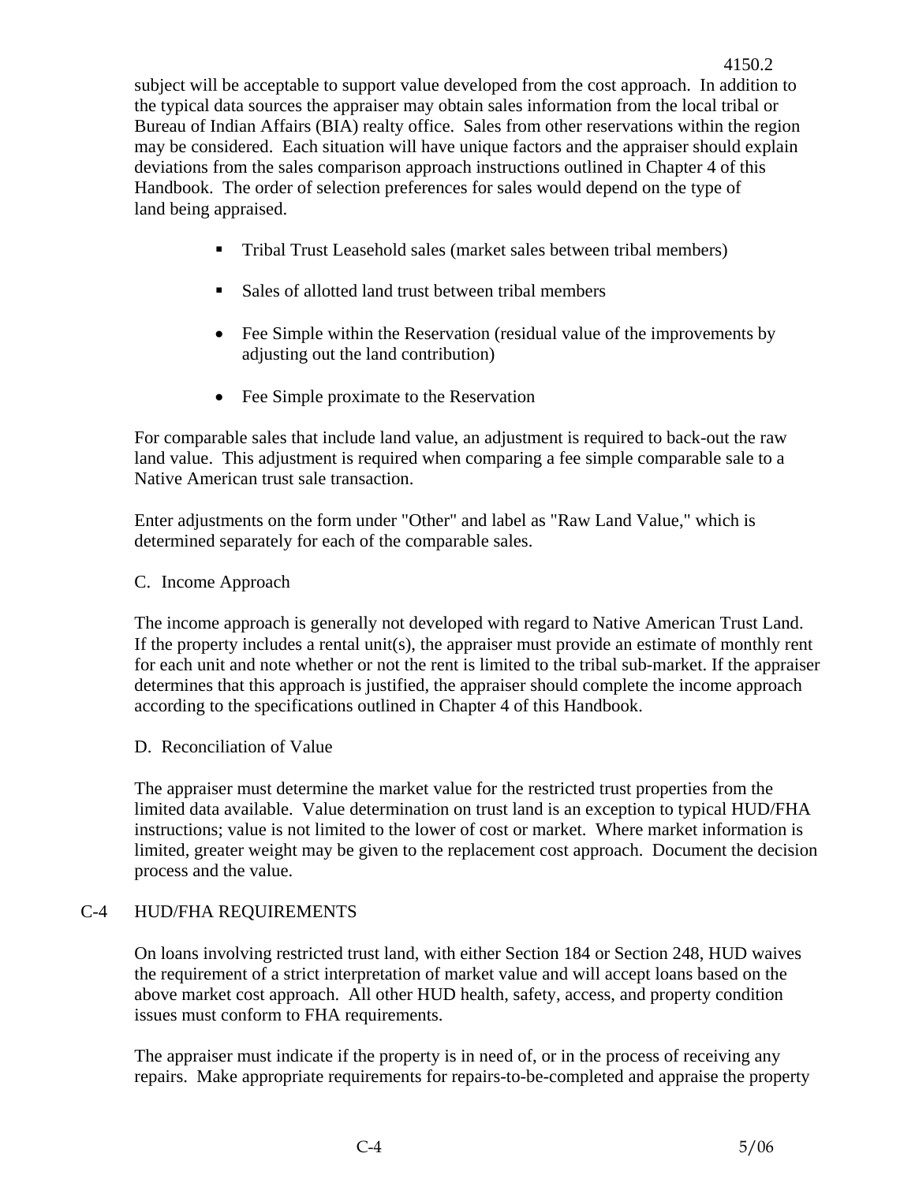subject will be acceptable to support value developed from the cost approach. In addition to the typical data sources the appraiser may obtain sales information from the local tribal or Bureau of Indian Affairs (BIA) realty office. Sales from other reservations within the region may be considered. Each situation will have unique factors and the appraiser should explain deviations from the sales comparison approach instructions outlined in Chapter 4 of this Handbook. The order of selection preferences for sales would depend on the type of land being appraised.

- Tribal Trust Leasehold sales (market sales between tribal members)
- Sales of allotted land trust between tribal members
- Fee Simple within the Reservation (residual value of the improvements by adjusting out the land contribution)
- Fee Simple proximate to the Reservation

For comparable sales that include land value, an adjustment is required to back-out the raw land value. This adjustment is required when comparing a fee simple comparable sale to a Native American trust sale transaction.

Enter adjustments on the form under "Other" and label as "Raw Land Value," which is determined separately for each of the comparable sales.

C. Income Approach

The income approach is generally not developed with regard to Native American Trust Land. If the property includes a rental unit(s), the appraiser must provide an estimate of monthly rent for each unit and note whether or not the rent is limited to the tribal sub-market. If the appraiser determines that this approach is justified, the appraiser should complete the income approach according to the specifications outlined in Chapter 4 of this Handbook.

D. Reconciliation of Value

The appraiser must determine the market value for the restricted trust properties from the limited data available. Value determination on trust land is an exception to typical HUD/FHA instructions; value is not limited to the lower of cost or market. Where market information is limited, greater weight may be given to the replacement cost approach. Document the decision process and the value.

## C-4 HUD/FHA REQUIREMENTS

On loans involving restricted trust land, with either Section 184 or Section 248, HUD waives the requirement of a strict interpretation of market value and will accept loans based on the above market cost approach. All other HUD health, safety, access, and property condition issues must conform to FHA requirements.

The appraiser must indicate if the property is in need of, or in the process of receiving any repairs. Make appropriate requirements for repairs-to-be-completed and appraise the property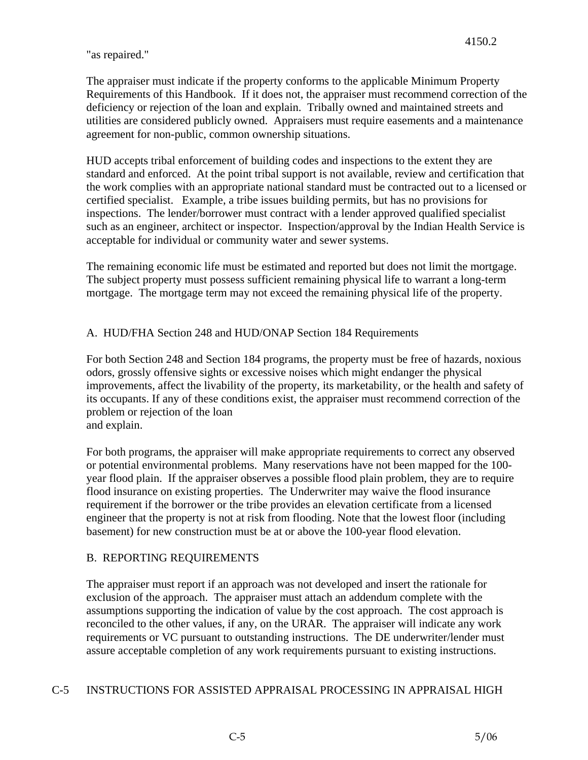"as repaired."

The appraiser must indicate if the property conforms to the applicable Minimum Property Requirements of this Handbook. If it does not, the appraiser must recommend correction of the deficiency or rejection of the loan and explain. Tribally owned and maintained streets and utilities are considered publicly owned. Appraisers must require easements and a maintenance agreement for non-public, common ownership situations.

HUD accepts tribal enforcement of building codes and inspections to the extent they are standard and enforced. At the point tribal support is not available, review and certification that the work complies with an appropriate national standard must be contracted out to a licensed or certified specialist. Example, a tribe issues building permits, but has no provisions for inspections. The lender/borrower must contract with a lender approved qualified specialist such as an engineer, architect or inspector. Inspection/approval by the Indian Health Service is acceptable for individual or community water and sewer systems.

The remaining economic life must be estimated and reported but does not limit the mortgage. The subject property must possess sufficient remaining physical life to warrant a long-term mortgage. The mortgage term may not exceed the remaining physical life of the property.

## A. HUD/FHA Section 248 and HUD/ONAP Section 184 Requirements

For both Section 248 and Section 184 programs, the property must be free of hazards, noxious odors, grossly offensive sights or excessive noises which might endanger the physical improvements, affect the livability of the property, its marketability, or the health and safety of its occupants. If any of these conditions exist, the appraiser must recommend correction of the problem or rejection of the loan and explain.

For both programs, the appraiser will make appropriate requirements to correct any observed or potential environmental problems. Many reservations have not been mapped for the 100-year flood plain. If the appraiser observes a possible flood plain problem, they are to require flood insurance on existing properties. The Underwriter may waive the flood insurance requirement if the borrower or the tribe provides an elevation certificate from a licensed engineer that the property is not at risk from flooding. Note that the lowest floor (including basement) for new construction must be at or above the 100-year flood elevation.

## B. REPORTING REQUIREMENTS

The appraiser must report if an approach was not developed and insert the rationale for exclusion of the approach. The appraiser must attach an addendum complete with the assumptions supporting the indication of value by the cost approach. The cost approach is reconciled to the other values, if any, on the URAR. The appraiser will indicate any work requirements or VC pursuant to outstanding instructions. The DE underwriter/lender must assure acceptable completion of any work requirements pursuant to existing instructions.

## C-5 INSTRUCTIONS FOR ASSISTED APPRAISAL PROCESSING IN APPRAISAL HIGH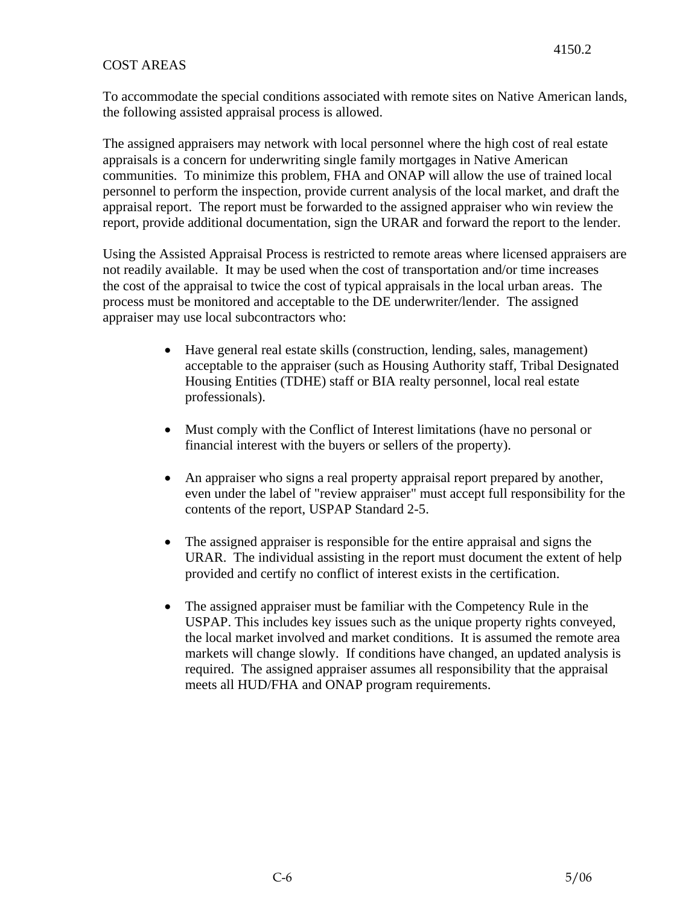COST AREAS

To accommodate the special conditions associated with remote sites on Native American lands, the following assisted appraisal process is allowed.

The assigned appraisers may network with local personnel where the high cost of real estate appraisals is a concern for underwriting single family mortgages in Native American communities. To minimize this problem, FHA and ONAP will allow the use of trained local personnel to perform the inspection, provide current analysis of the local market, and draft the appraisal report. The report must be forwarded to the assigned appraiser who win review the report, provide additional documentation, sign the URAR and forward the report to the lender.

Using the Assisted Appraisal Process is restricted to remote areas where licensed appraisers are not readily available. It may be used when the cost of transportation and/or time increases the cost of the appraisal to twice the cost of typical appraisals in the local urban areas. The process must be monitored and acceptable to the DE underwriter/lender. The assigned appraiser may use local subcontractors who:

- Have general real estate skills (construction, lending, sales, management) acceptable to the appraiser (such as Housing Authority staff, Tribal Designated Housing Entities (TDHE) staff or BIA realty personnel, local real estate professionals).
- Must comply with the Conflict of Interest limitations (have no personal or financial interest with the buyers or sellers of the property).
- An appraiser who signs a real property appraisal report prepared by another, even under the label of "review appraiser" must accept full responsibility for the contents of the report, USPAP Standard 2-5.
- The assigned appraiser is responsible for the entire appraisal and signs the URAR. The individual assisting in the report must document the extent of help provided and certify no conflict of interest exists in the certification.
- The assigned appraiser must be familiar with the Competency Rule in the USPAP. This includes key issues such as the unique property rights conveyed, the local market involved and market conditions. It is assumed the remote area markets will change slowly. If conditions have changed, an updated analysis is required. The assigned appraiser assumes all responsibility that the appraisal meets all HUD/FHA and ONAP program requirements.